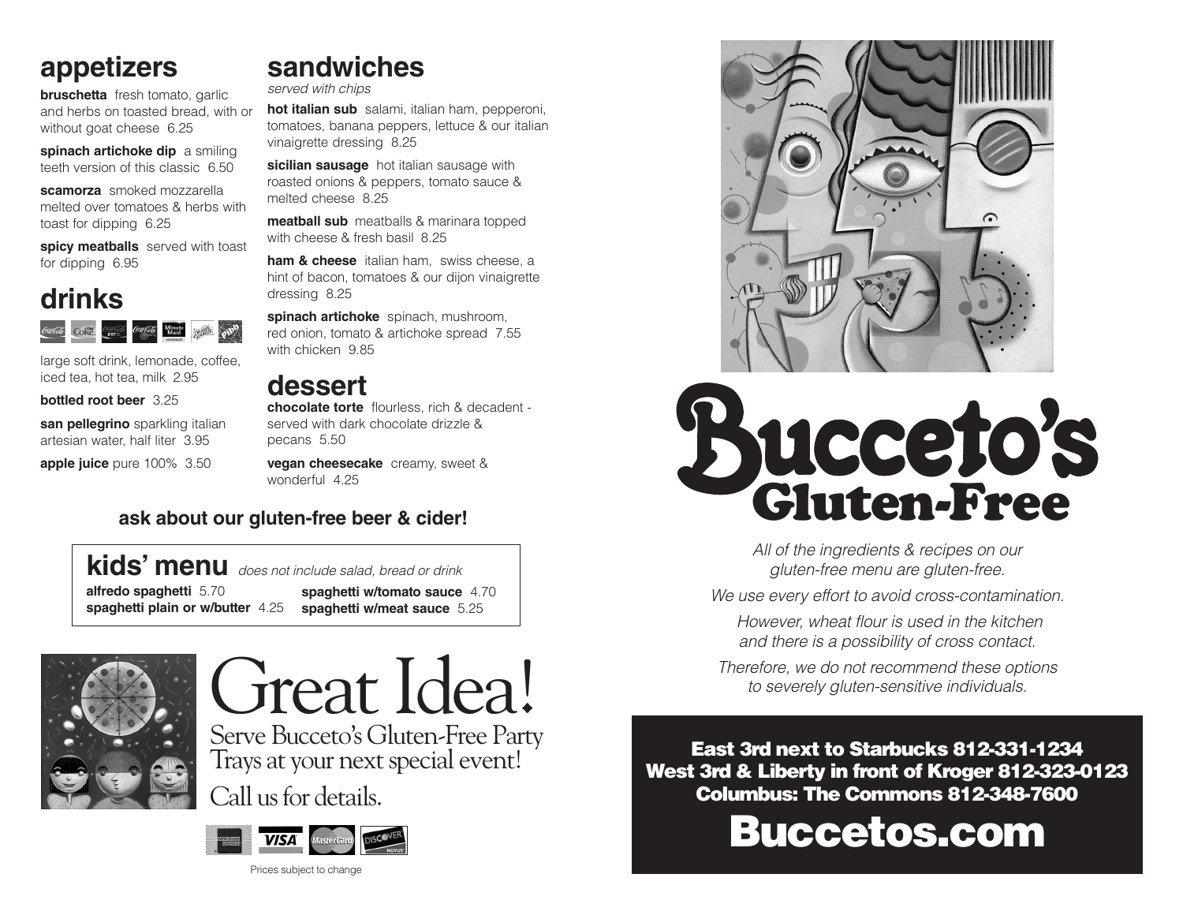## appetizers

**bruschetta** fresh tomato, garlic and herbs on toasted bread, with or without goat cheese 6.25

**spinach artichoke dip** a smiling teeth version of this classic 6.50

**scamorza** smoked mozzarella melted over tomatoes & herbs with toast for dipping 6.25

**spicy meatballs** served with toast for dipping 6.95

## drinks

large soft drink, lemonade, coffee, iced tea, hot tea, milk 2.95

**bottled root beer** 3.25

**san pellegrino** sparkling italian artesian water, half liter 3.95

**apple juice** pure 100% 3.50

## sandwiches

*served with chips*

**hot italian sub** salami, italian ham, pepperoni, tomatoes, banana peppers, lettuce & our italian vinaigrette dressing 8.25

**sicilian sausage** hot italian sausage with roasted onions & peppers, tomato sauce & melted cheese 8.25

**meatball sub** meatballs & marinara topped with cheese & fresh basil 8.25

**ham & cheese** italian ham, swiss cheese, a hint of bacon, tomatoes & our dijon vinaigrette dressing 8.25

**spinach artichoke** spinach, mushroom, red onion, tomato & artichoke spread 7.55 with chicken 9.85

## dessert

**chocolate torte** flourless, rich & decadent - served with dark chocolate drizzle & pecans 5.50

**vegan cheesecake** creamy, sweet & wonderful 4.25

**ask about our gluten-free beer & cider!**

## kids' menu *does not include salad, bread or drink*

**alfredo spaghetti** 5.70

**spaghetti plain or w/butter** 4.25

**spaghetti w/tomato sauce** 4.70

**spaghetti w/meat sauce** 5.25

# Great Idea!

Serve Bucceto's Gluten-Free Party Trays at your next special event!

Call us for details.

Prices subject to change

# Bucceto's Gluten-Free

*All of the ingredients & recipes on our gluten-free menu are gluten-free.*

*We use every effort to avoid cross-contamination.*

*However, wheat flour is used in the kitchen and there is a possibility of cross contact.*

*Therefore, we do not recommend these options to severely gluten-sensitive individuals.*

**East 3rd next to Starbucks 812-331-1234**
**West 3rd & Liberty in front of Kroger 812-323-0123**
**Columbus: The Commons 812-348-7600**

# Buccetos.com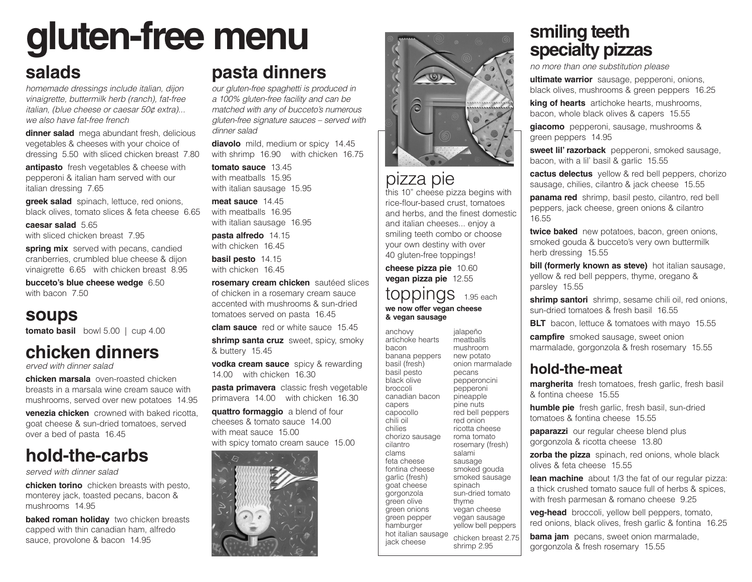# gluten-free menu

## salads

*homemade dressings include italian, dijon vinaigrette, buttermilk herb (ranch), fat-free italian, (blue cheese or caesar 50¢ extra)... we also have fat-free french*

**dinner salad** mega abundant fresh, delicious vegetables & cheeses with your choice of dressing 5.50 with sliced chicken breast 7.80

**antipasto** fresh vegetables & cheese with pepperoni & italian ham served with our italian dressing 7.65

**greek salad** spinach, lettuce, red onions, black olives, tomato slices & feta cheese 6.65

**caesar salad** 5.65
with sliced chicken breast 7.95

**spring mix** served with pecans, candied cranberries, crumbled blue cheese & dijon vinaigrette 6.65 with chicken breast 8.95

**bucceto's blue cheese wedge** 6.50
with bacon 7.50

## soups

**tomato basil** bowl 5.00 | cup 4.00

## chicken dinners

*erved with dinner salad*

**chicken marsala** oven-roasted chicken breasts in a marsala wine cream sauce with mushrooms, served over new potatoes 14.95

**venezia chicken** crowned with baked ricotta, goat cheese & sun-dried tomatoes, served over a bed of pasta 16.45

## hold-the-carbs

*served with dinner salad*

**chicken torino** chicken breasts with pesto, monterey jack, toasted pecans, bacon & mushrooms 14.95

**baked roman holiday** two chicken breasts capped with thin canadian ham, alfredo sauce, provolone & bacon 14.95

## pasta dinners

*our gluten-free spaghetti is produced in a 100% gluten-free facility and can be matched with any of bucceto's numerous gluten-free signature sauces – served with dinner salad*

**diavolo** mild, medium or spicy 14.45
with shrimp 16.90 with chicken 16.75

**tomato sauce** 13.45
with meatballs 15.95
with italian sausage 15.95

**meat sauce** 14.45
with meatballs 16.95
with italian sausage 16.95

**pasta alfredo** 14.15
with chicken 16.45

**basil pesto** 14.15
with chicken 16.45

**rosemary cream chicken** sautéed slices of chicken in a rosemary cream sauce accented with mushrooms & sun-dried tomatoes served on pasta 16.45

**clam sauce** red or white sauce 15.45

**shrimp santa cruz** sweet, spicy, smoky & buttery 15.45

**vodka cream sauce** spicy & rewarding 14.00 with chicken 16.30

**pasta primavera** classic fresh vegetable primavera 14.00 with chicken 16.30

**quattro formaggio** a blend of four cheeses & tomato sauce 14.00
with meat sauce 15.00
with spicy tomato cream sauce 15.00

## pizza pie

this 10" cheese pizza begins with rice-flour-based crust, tomatoes and herbs, and the finest domestic and italian cheeses... enjoy a smiling teeth combo or choose your own destiny with over 40 gluten-free toppings!

**cheese pizza pie** 10.60
**vegan pizza pie** 12.55

## toppings 1.95 each

**we now offer vegan cheese & vegan sausage**

anchovy
artichoke hearts
bacon
banana peppers
basil (fresh)
basil pesto
black olive
broccoli
canadian bacon
capers
capocollo
chili oil
chilies
chorizo sausage
cilantro
clams
feta cheese
fontina cheese
garlic (fresh)
goat cheese
gorgonzola
green olive
green onions
green pepper
hamburger
hot italian sausage
jack cheese
jalapeño
meatballs
mushroom
new potato
onion marmalade
pecans
pepperoncini
pepperoni
pineapple
pine nuts
red bell peppers
red onion
ricotta cheese
roma tomato
rosemary (fresh)
salami
sausage
smoked gouda
smoked sausage
spinach
sun-dried tomato
thyme
vegan cheese
vegan sausage
yellow bell peppers

chicken breast 2.75
shrimp 2.95

## smiling teeth specialty pizzas

*no more than one substitution please*

**ultimate warrior** sausage, pepperoni, onions, black olives, mushrooms & green peppers 16.25

**king of hearts** artichoke hearts, mushrooms, bacon, whole black olives & capers 15.55

**giacomo** pepperoni, sausage, mushrooms & green peppers 14.95

**sweet lil' razorback** pepperoni, smoked sausage, bacon, with a lil' basil & garlic 15.55

**cactus delectus** yellow & red bell peppers, chorizo sausage, chilies, cilantro & jack cheese 15.55

**panama red** shrimp, basil pesto, cilantro, red bell peppers, jack cheese, green onions & cilantro 16.55

**twice baked** new potatoes, bacon, green onions, smoked gouda & bucceto's very own buttermilk herb dressing 15.55

**bill (formerly known as steve)** hot italian sausage, yellow & red bell peppers, thyme, oregano & parsley 15.55

**shrimp santori** shrimp, sesame chili oil, red onions, sun-dried tomatoes & fresh basil 16.55

**BLT** bacon, lettuce & tomatoes with mayo 15.55

**campfire** smoked sausage, sweet onion marmalade, gorgonzola & fresh rosemary 15.55

## hold-the-meat

**margherita** fresh tomatoes, fresh garlic, fresh basil & fontina cheese 15.55

**humble pie** fresh garlic, fresh basil, sun-dried tomatoes & fontina cheese 15.55

**paparazzi** our regular cheese blend plus gorgonzola & ricotta cheese 13.80

**zorba the pizza** spinach, red onions, whole black olives & feta cheese 15.55

**lean machine** about 1/3 the fat of our regular pizza: a thick crushed tomato sauce full of herbs & spices, with fresh parmesan & romano cheese 9.25

**veg-head** broccoli, yellow bell peppers, tomato, red onions, black olives, fresh garlic & fontina 16.25

**bama jam** pecans, sweet onion marmalade, gorgonzola & fresh rosemary 15.55